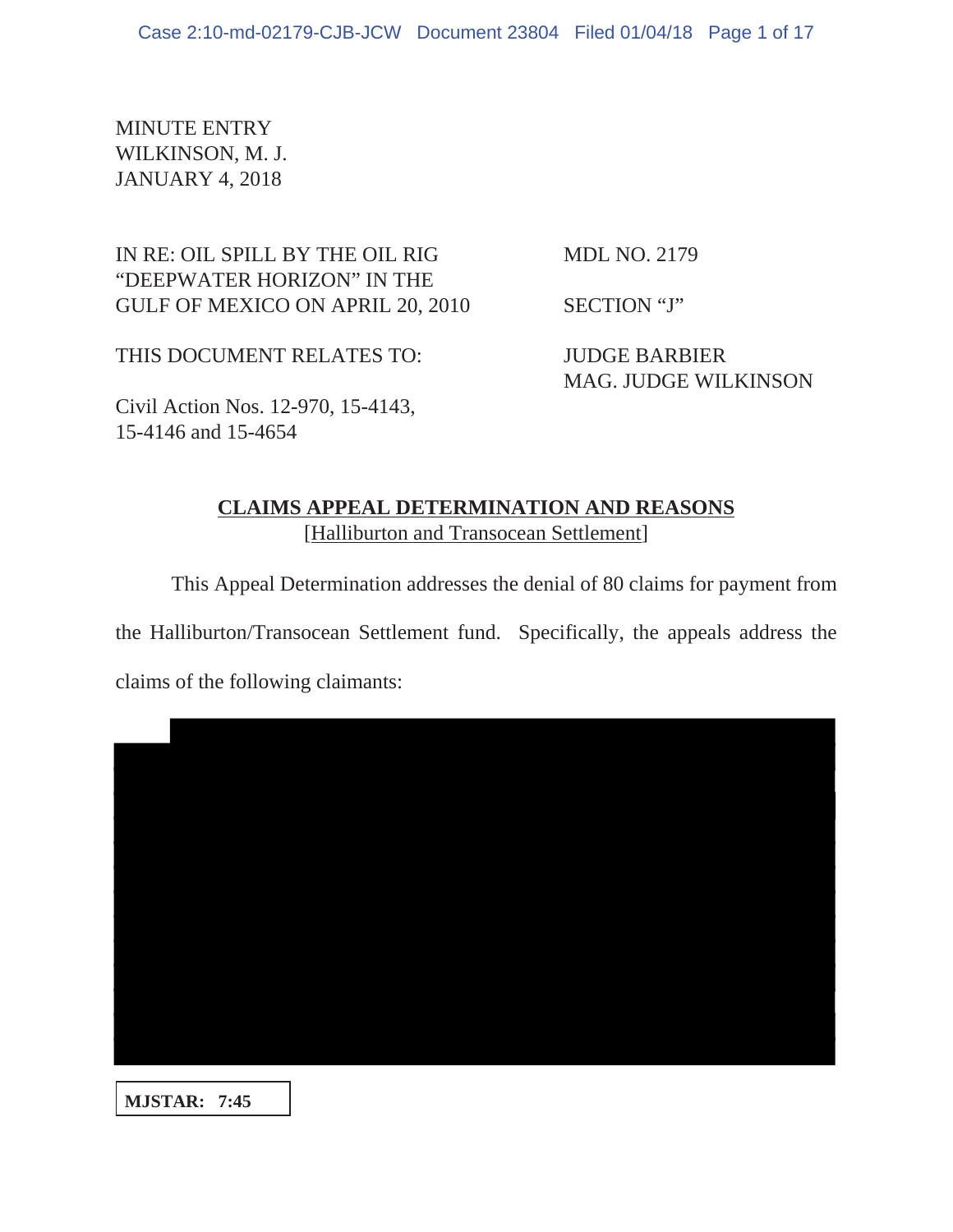MINUTE ENTRY
WILKINSON, M. J.
JANUARY 4, 2018

IN RE: OIL SPILL BY THE OIL RIG "DEEPWATER HORIZON" IN THE GULF OF MEXICO ON APRIL 20, 2010

MDL NO. 2179

SECTION "J"

THIS DOCUMENT RELATES TO:

JUDGE BARBIER
MAG. JUDGE WILKINSON

Civil Action Nos. 12-970, 15-4143, 15-4146 and 15-4654

## CLAIMS APPEAL DETERMINATION AND REASONS

[Halliburton and Transocean Settlement]

This Appeal Determination addresses the denial of 80 claims for payment from the Halliburton/Transocean Settlement fund. Specifically, the appeals address the claims of the following claimants:

**MJSTAR: 7:45**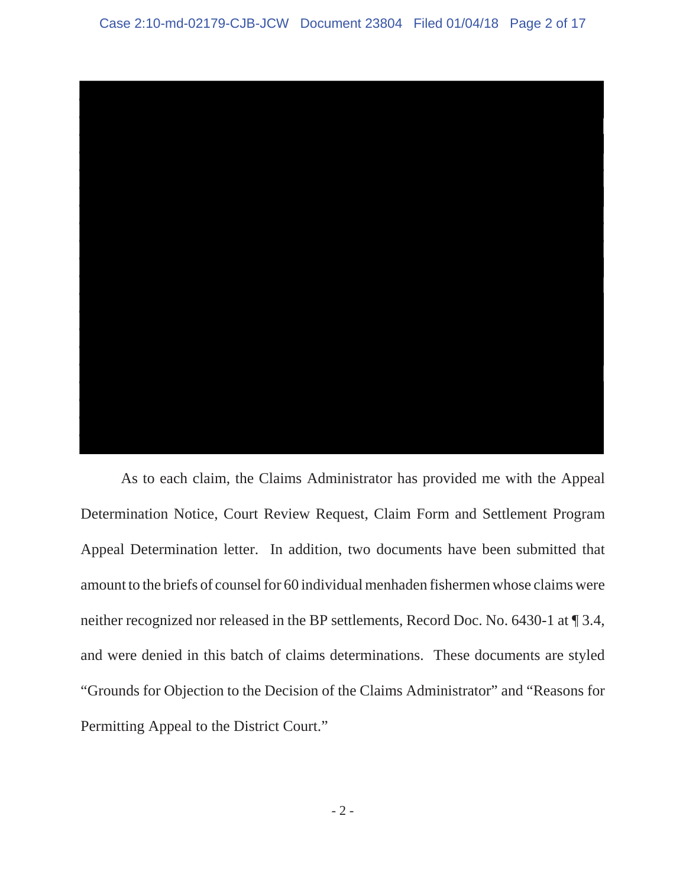As to each claim, the Claims Administrator has provided me with the Appeal Determination Notice, Court Review Request, Claim Form and Settlement Program Appeal Determination letter. In addition, two documents have been submitted that amount to the briefs of counsel for 60 individual menhaden fishermen whose claims were neither recognized nor released in the BP settlements, Record Doc. No. 6430-1 at ¶ 3.4, and were denied in this batch of claims determinations. These documents are styled "Grounds for Objection to the Decision of the Claims Administrator" and "Reasons for Permitting Appeal to the District Court."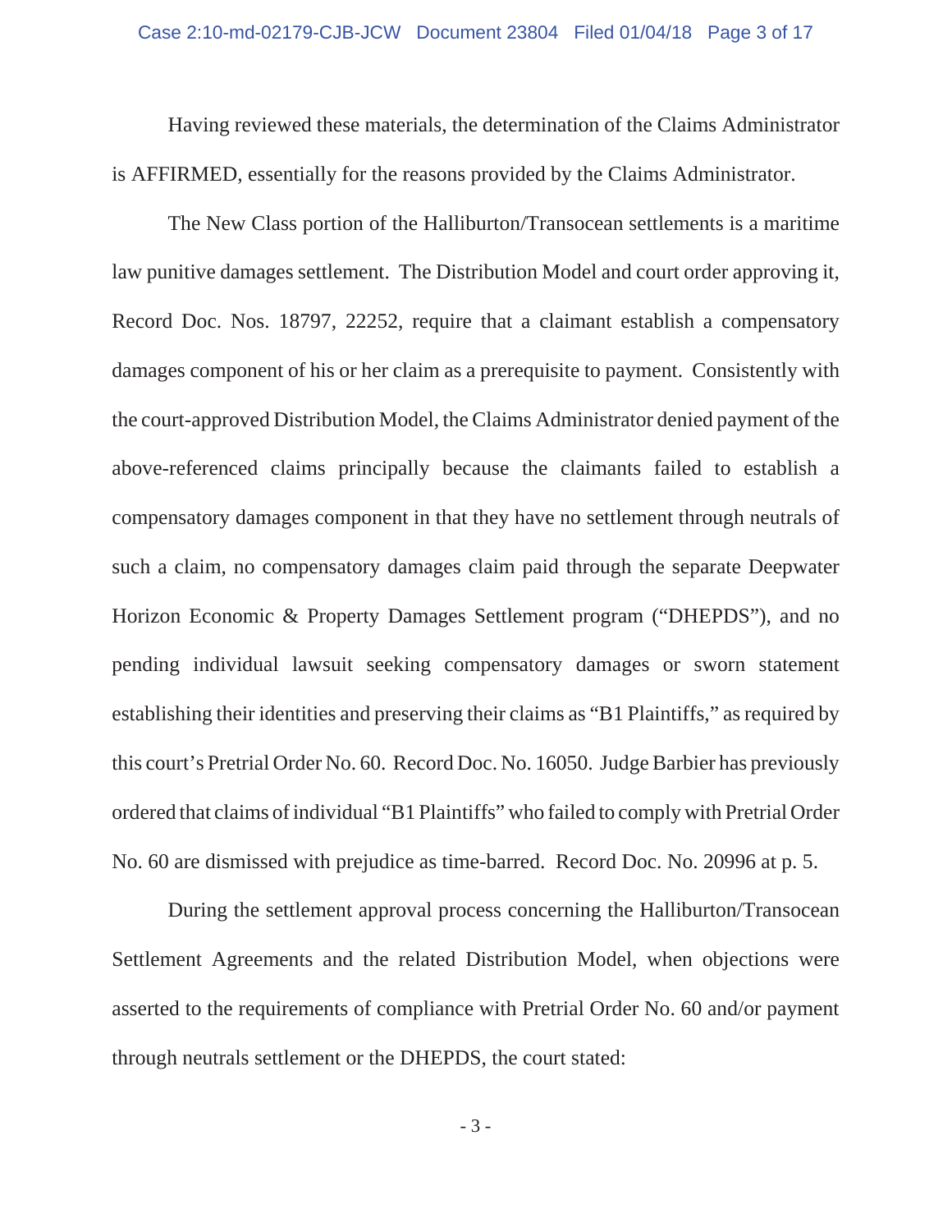Having reviewed these materials, the determination of the Claims Administrator is AFFIRMED, essentially for the reasons provided by the Claims Administrator.

The New Class portion of the Halliburton/Transocean settlements is a maritime law punitive damages settlement. The Distribution Model and court order approving it, Record Doc. Nos. 18797, 22252, require that a claimant establish a compensatory damages component of his or her claim as a prerequisite to payment. Consistently with the court-approved Distribution Model, the Claims Administrator denied payment of the above-referenced claims principally because the claimants failed to establish a compensatory damages component in that they have no settlement through neutrals of such a claim, no compensatory damages claim paid through the separate Deepwater Horizon Economic & Property Damages Settlement program ("DHEPDS"), and no pending individual lawsuit seeking compensatory damages or sworn statement establishing their identities and preserving their claims as "B1 Plaintiffs," as required by this court's Pretrial Order No. 60. Record Doc. No. 16050. Judge Barbier has previously ordered that claims of individual "B1 Plaintiffs" who failed to comply with Pretrial Order No. 60 are dismissed with prejudice as time-barred. Record Doc. No. 20996 at p. 5.

During the settlement approval process concerning the Halliburton/Transocean Settlement Agreements and the related Distribution Model, when objections were asserted to the requirements of compliance with Pretrial Order No. 60 and/or payment through neutrals settlement or the DHEPDS, the court stated: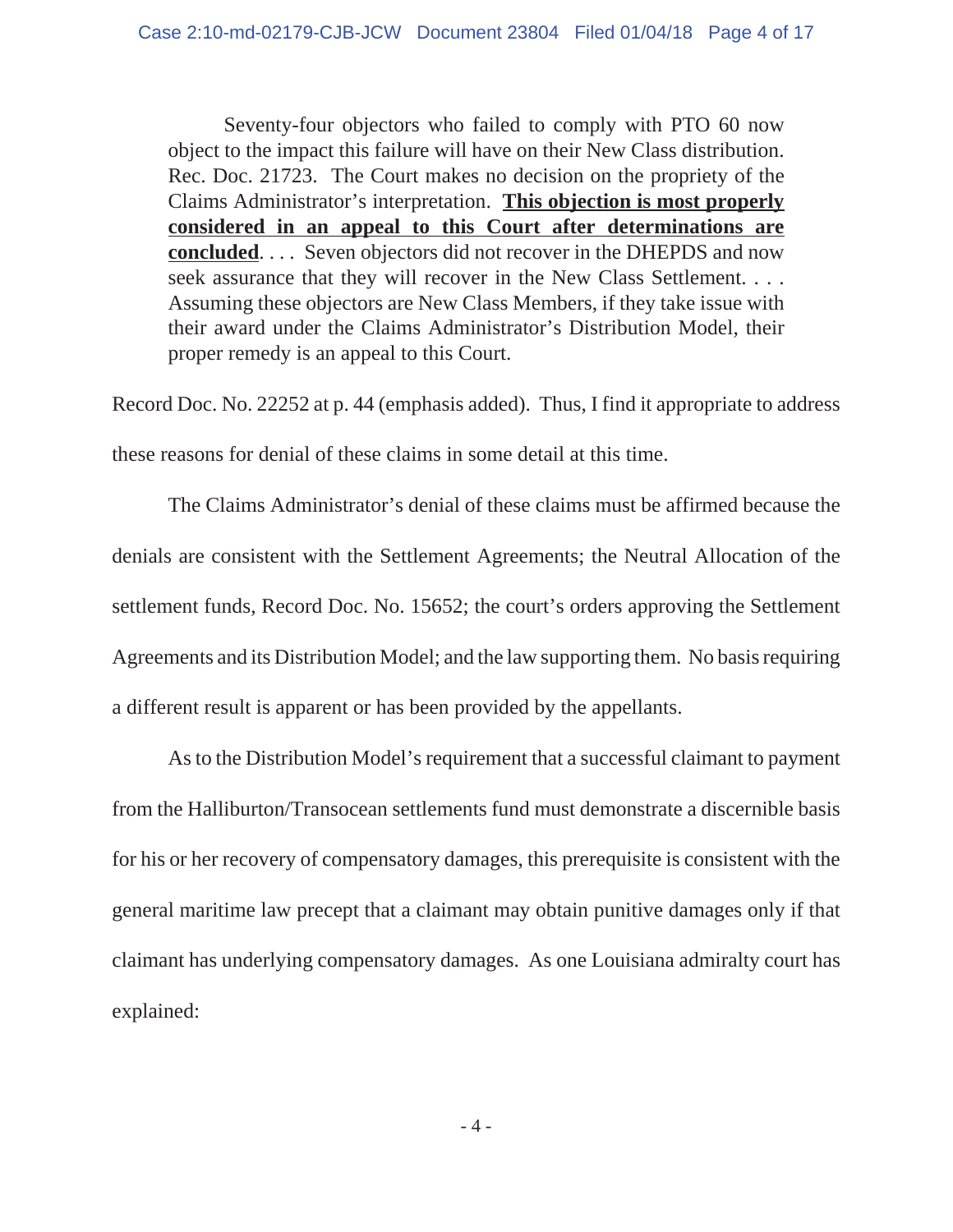> Seventy-four objectors who failed to comply with PTO 60 now object to the impact this failure will have on their New Class distribution. Rec. Doc. 21723. The Court makes no decision on the propriety of the Claims Administrator's interpretation. **<u>This objection is most properly considered in an appeal to this Court after determinations are concluded</u>**. . . . Seven objectors did not recover in the DHEPDS and now seek assurance that they will recover in the New Class Settlement. . . . Assuming these objectors are New Class Members, if they take issue with their award under the Claims Administrator's Distribution Model, their proper remedy is an appeal to this Court.

Record Doc. No. 22252 at p. 44 (emphasis added). Thus, I find it appropriate to address these reasons for denial of these claims in some detail at this time.

The Claims Administrator's denial of these claims must be affirmed because the denials are consistent with the Settlement Agreements; the Neutral Allocation of the settlement funds, Record Doc. No. 15652; the court's orders approving the Settlement Agreements and its Distribution Model; and the law supporting them. No basis requiring a different result is apparent or has been provided by the appellants.

As to the Distribution Model's requirement that a successful claimant to payment from the Halliburton/Transocean settlements fund must demonstrate a discernible basis for his or her recovery of compensatory damages, this prerequisite is consistent with the general maritime law precept that a claimant may obtain punitive damages only if that claimant has underlying compensatory damages. As one Louisiana admiralty court has explained: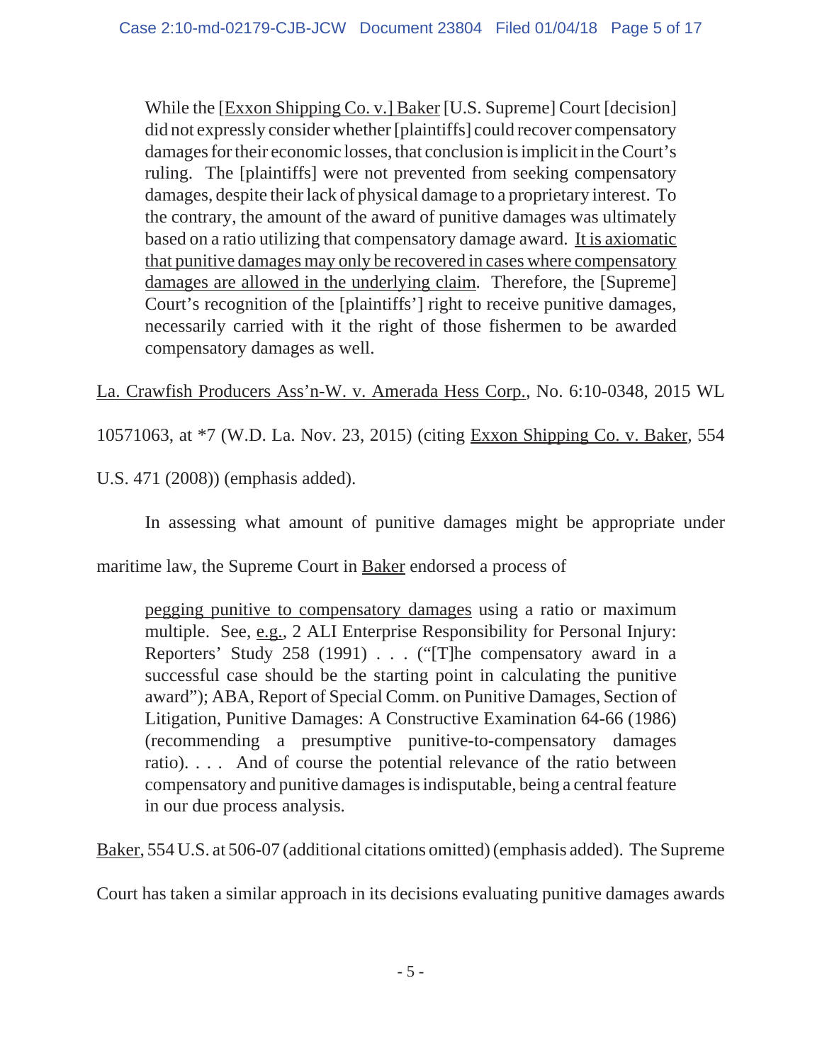> While the [Exxon Shipping Co. v.] Baker [U.S. Supreme] Court [decision] did not expressly consider whether [plaintiffs] could recover compensatory damages for their economic losses, that conclusion is implicit in the Court's ruling. The [plaintiffs] were not prevented from seeking compensatory damages, despite their lack of physical damage to a proprietary interest. To the contrary, the amount of the award of punitive damages was ultimately based on a ratio utilizing that compensatory damage award. <u>It is axiomatic that punitive damages may only be recovered in cases where compensatory damages are allowed in the underlying claim</u>. Therefore, the [Supreme] Court's recognition of the [plaintiffs'] right to receive punitive damages, necessarily carried with it the right of those fishermen to be awarded compensatory damages as well.

<u>La. Crawfish Producers Ass'n-W. v. Amerada Hess Corp.</u>, No. 6:10-0348, 2015 WL 10571063, at *7 (W.D. La. Nov. 23, 2015) (citing <u>Exxon Shipping Co. v. Baker</u>, 554 U.S. 471 (2008)) (emphasis added).

In assessing what amount of punitive damages might be appropriate under maritime law, the Supreme Court in <u>Baker</u> endorsed a process of

> <u>pegging punitive to compensatory damages</u> using a ratio or maximum multiple. See, <u>e.g.</u>, 2 ALI Enterprise Responsibility for Personal Injury: Reporters' Study 258 (1991) . . . ("[T]he compensatory award in a successful case should be the starting point in calculating the punitive award"); ABA, Report of Special Comm. on Punitive Damages, Section of Litigation, Punitive Damages: A Constructive Examination 64-66 (1986) (recommending a presumptive punitive-to-compensatory damages ratio). . . . And of course the potential relevance of the ratio between compensatory and punitive damages is indisputable, being a central feature in our due process analysis.

<u>Baker</u>, 554 U.S. at 506-07 (additional citations omitted) (emphasis added). The Supreme Court has taken a similar approach in its decisions evaluating punitive damages awards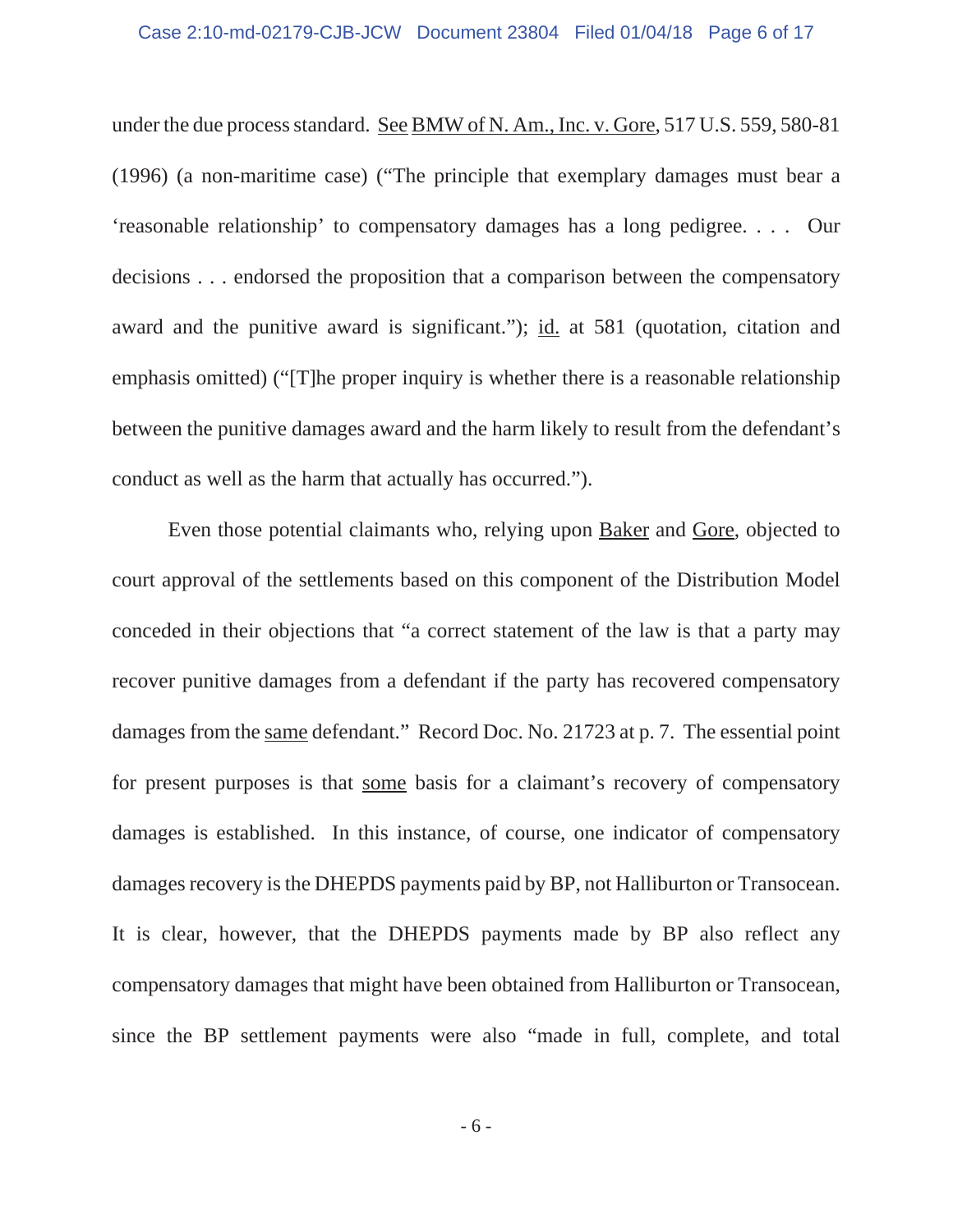under the due process standard. See BMW of N. Am., Inc. v. Gore, 517 U.S. 559, 580-81 (1996) (a non-maritime case) ("The principle that exemplary damages must bear a 'reasonable relationship' to compensatory damages has a long pedigree. . . . Our decisions . . . endorsed the proposition that a comparison between the compensatory award and the punitive award is significant."); id. at 581 (quotation, citation and emphasis omitted) ("[T]he proper inquiry is whether there is a reasonable relationship between the punitive damages award and the harm likely to result from the defendant's conduct as well as the harm that actually has occurred.").

Even those potential claimants who, relying upon Baker and Gore, objected to court approval of the settlements based on this component of the Distribution Model conceded in their objections that "a correct statement of the law is that a party may recover punitive damages from a defendant if the party has recovered compensatory damages from the same defendant." Record Doc. No. 21723 at p. 7. The essential point for present purposes is that some basis for a claimant's recovery of compensatory damages is established. In this instance, of course, one indicator of compensatory damages recovery is the DHEPDS payments paid by BP, not Halliburton or Transocean. It is clear, however, that the DHEPDS payments made by BP also reflect any compensatory damages that might have been obtained from Halliburton or Transocean, since the BP settlement payments were also "made in full, complete, and total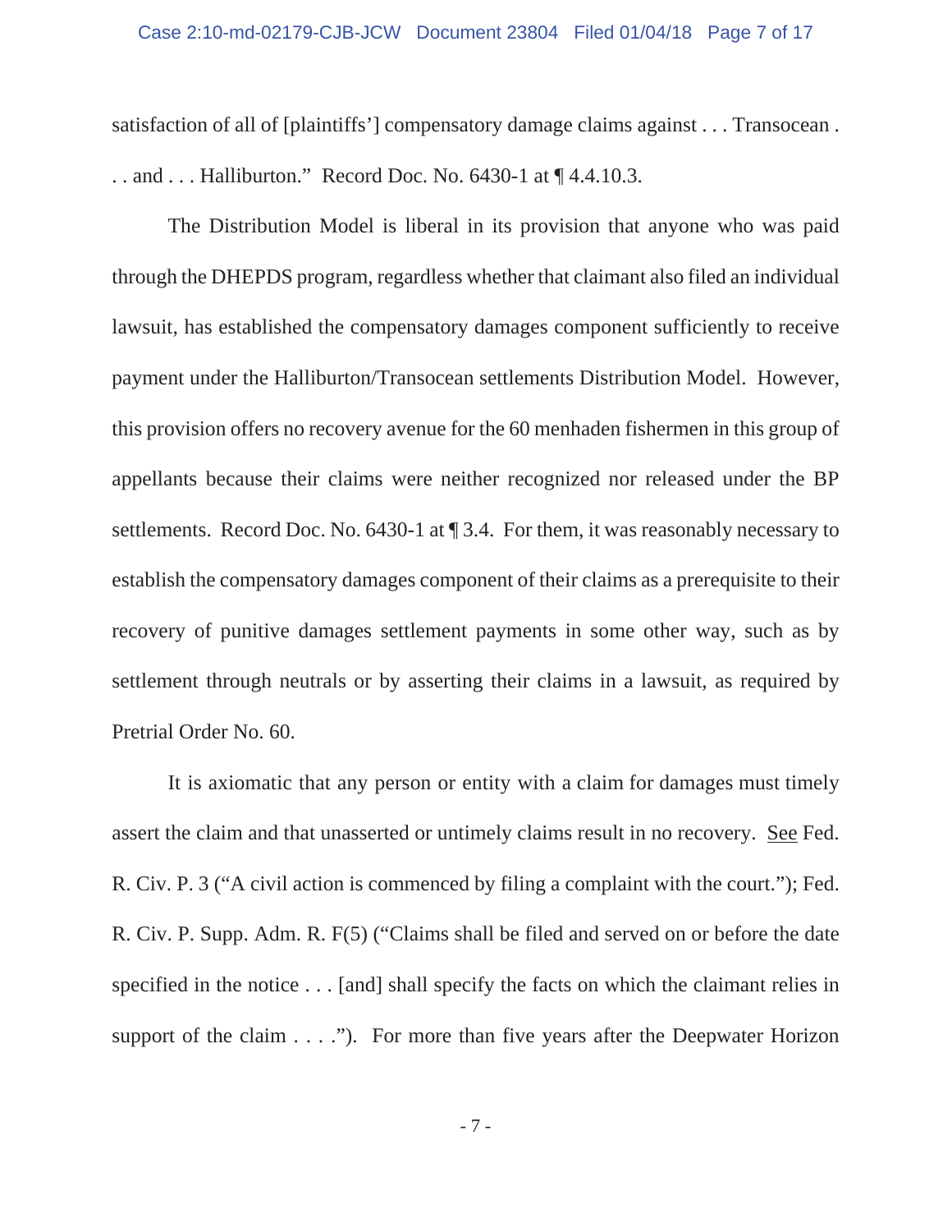satisfaction of all of [plaintiffs'] compensatory damage claims against . . . Transocean . . . and . . . Halliburton." Record Doc. No. 6430-1 at ¶ 4.4.10.3.

The Distribution Model is liberal in its provision that anyone who was paid through the DHEPDS program, regardless whether that claimant also filed an individual lawsuit, has established the compensatory damages component sufficiently to receive payment under the Halliburton/Transocean settlements Distribution Model. However, this provision offers no recovery avenue for the 60 menhaden fishermen in this group of appellants because their claims were neither recognized nor released under the BP settlements. Record Doc. No. 6430-1 at ¶ 3.4. For them, it was reasonably necessary to establish the compensatory damages component of their claims as a prerequisite to their recovery of punitive damages settlement payments in some other way, such as by settlement through neutrals or by asserting their claims in a lawsuit, as required by Pretrial Order No. 60.

It is axiomatic that any person or entity with a claim for damages must timely assert the claim and that unasserted or untimely claims result in no recovery. See Fed. R. Civ. P. 3 ("A civil action is commenced by filing a complaint with the court."); Fed. R. Civ. P. Supp. Adm. R. F(5) ("Claims shall be filed and served on or before the date specified in the notice . . . [and] shall specify the facts on which the claimant relies in support of the claim . . . ."). For more than five years after the Deepwater Horizon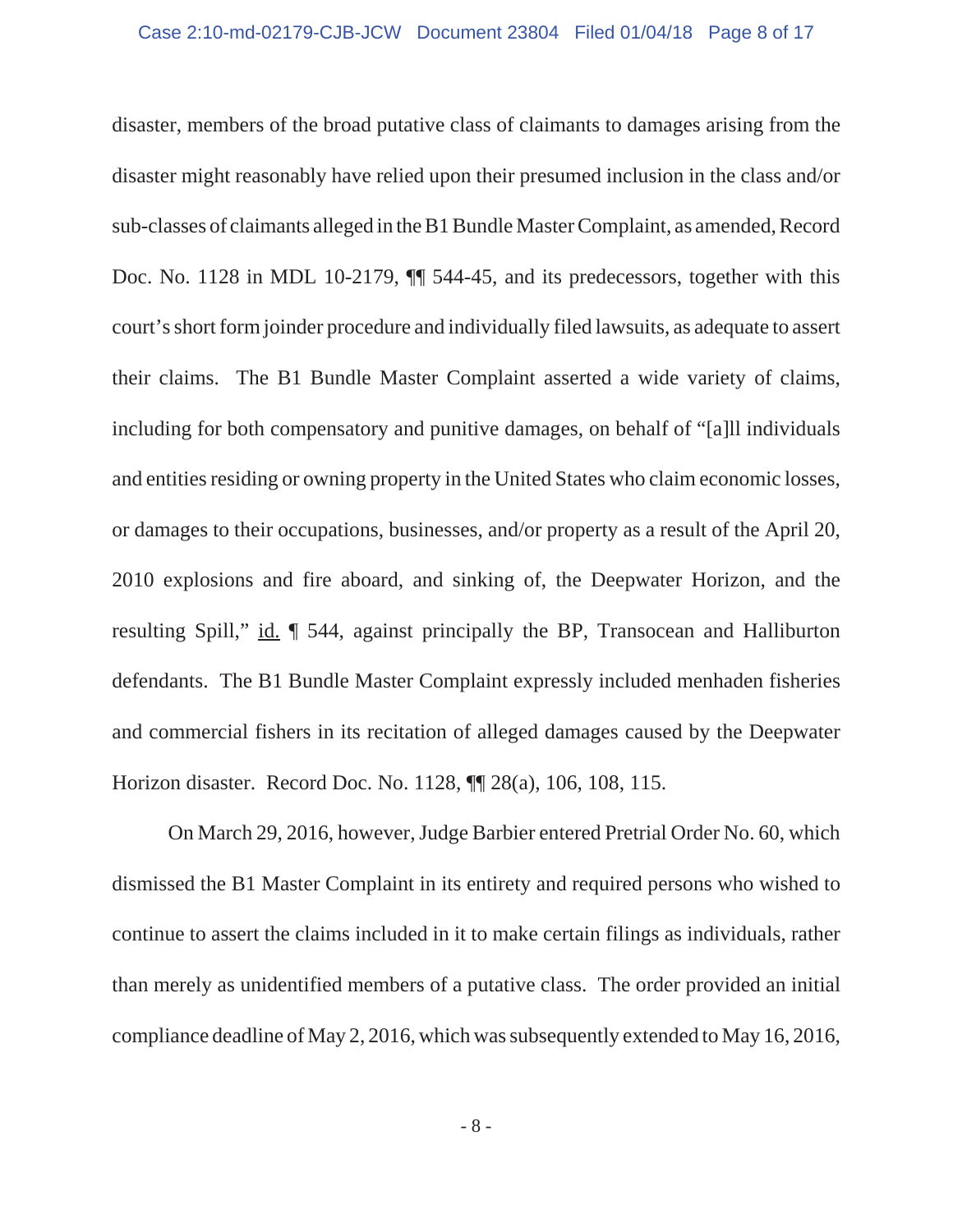disaster, members of the broad putative class of claimants to damages arising from the disaster might reasonably have relied upon their presumed inclusion in the class and/or sub-classes of claimants alleged in the B1 Bundle Master Complaint, as amended, Record Doc. No. 1128 in MDL 10-2179, ¶¶ 544-45, and its predecessors, together with this court's short form joinder procedure and individually filed lawsuits, as adequate to assert their claims. The B1 Bundle Master Complaint asserted a wide variety of claims, including for both compensatory and punitive damages, on behalf of "[a]ll individuals and entities residing or owning property in the United States who claim economic losses, or damages to their occupations, businesses, and/or property as a result of the April 20, 2010 explosions and fire aboard, and sinking of, the Deepwater Horizon, and the resulting Spill," id. ¶ 544, against principally the BP, Transocean and Halliburton defendants. The B1 Bundle Master Complaint expressly included menhaden fisheries and commercial fishers in its recitation of alleged damages caused by the Deepwater Horizon disaster. Record Doc. No. 1128, ¶¶ 28(a), 106, 108, 115.

On March 29, 2016, however, Judge Barbier entered Pretrial Order No. 60, which dismissed the B1 Master Complaint in its entirety and required persons who wished to continue to assert the claims included in it to make certain filings as individuals, rather than merely as unidentified members of a putative class. The order provided an initial compliance deadline of May 2, 2016, which was subsequently extended to May 16, 2016,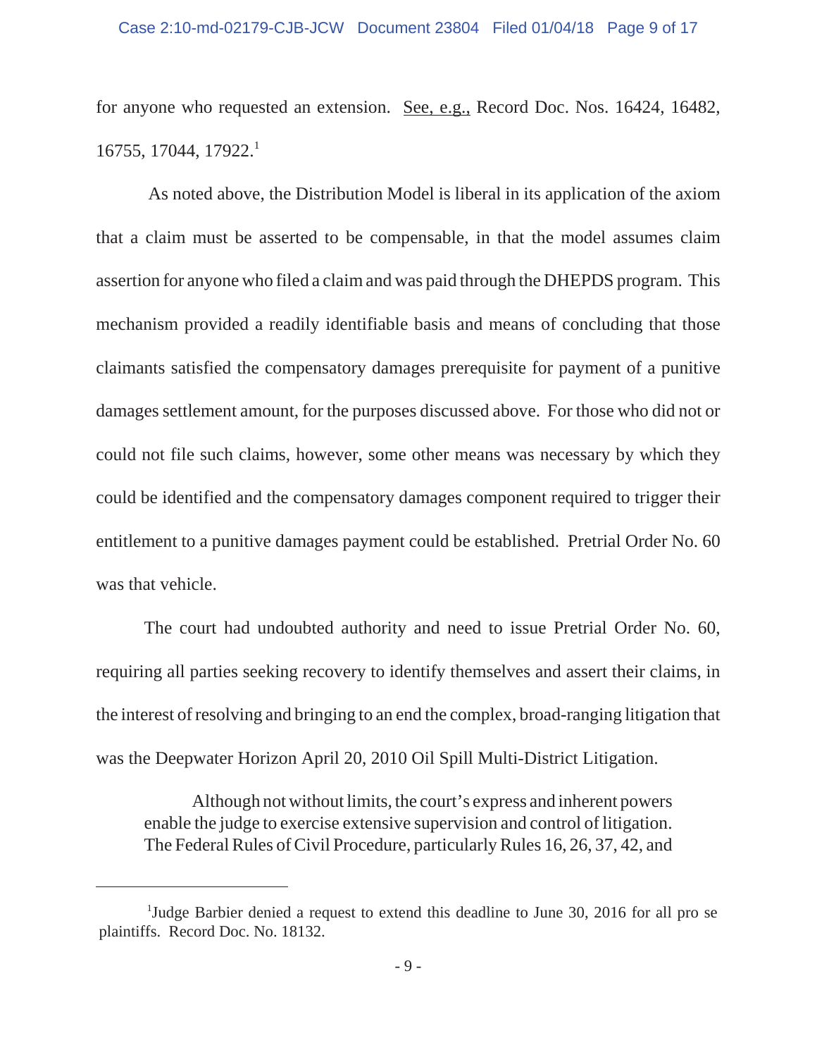for anyone who requested an extension. <u>See, e.g.,</u> Record Doc. Nos. 16424, 16482, 16755, 17044, 17922.[1]

As noted above, the Distribution Model is liberal in its application of the axiom that a claim must be asserted to be compensable, in that the model assumes claim assertion for anyone who filed a claim and was paid through the DHEPDS program. This mechanism provided a readily identifiable basis and means of concluding that those claimants satisfied the compensatory damages prerequisite for payment of a punitive damages settlement amount, for the purposes discussed above. For those who did not or could not file such claims, however, some other means was necessary by which they could be identified and the compensatory damages component required to trigger their entitlement to a punitive damages payment could be established. Pretrial Order No. 60 was that vehicle.

The court had undoubted authority and need to issue Pretrial Order No. 60, requiring all parties seeking recovery to identify themselves and assert their claims, in the interest of resolving and bringing to an end the complex, broad-ranging litigation that was the Deepwater Horizon April 20, 2010 Oil Spill Multi-District Litigation.

> Although not without limits, the court's express and inherent powers enable the judge to exercise extensive supervision and control of litigation. The Federal Rules of Civil Procedure, particularly Rules 16, 26, 37, 42, and

---

[1]Judge Barbier denied a request to extend this deadline to June 30, 2016 for all pro se plaintiffs. Record Doc. No. 18132.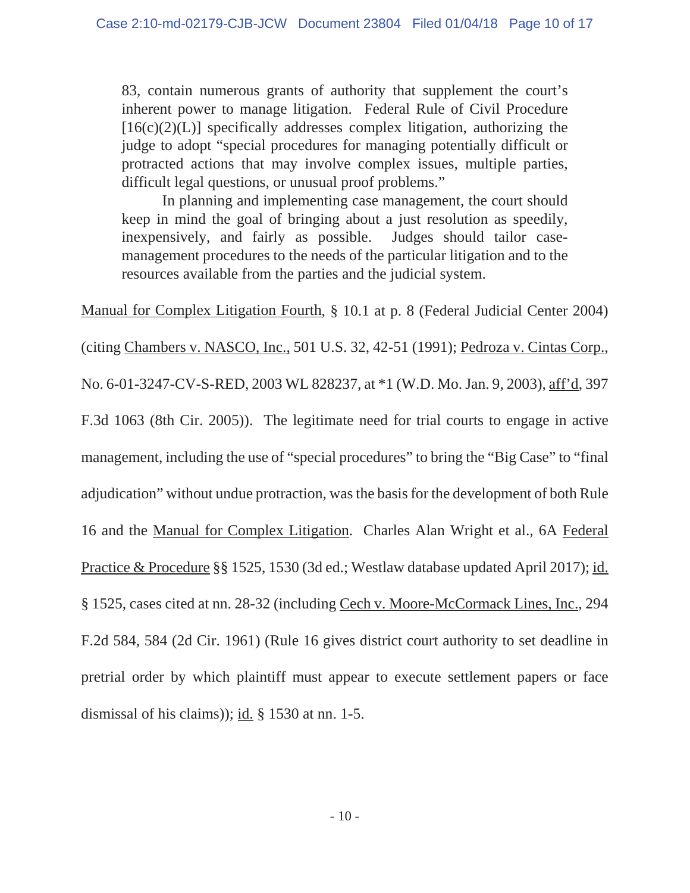> 83, contain numerous grants of authority that supplement the court's inherent power to manage litigation. Federal Rule of Civil Procedure [16(c)(2)(L)] specifically addresses complex litigation, authorizing the judge to adopt "special procedures for managing potentially difficult or protracted actions that may involve complex issues, multiple parties, difficult legal questions, or unusual proof problems."
>
> In planning and implementing case management, the court should keep in mind the goal of bringing about a just resolution as speedily, inexpensively, and fairly as possible. Judges should tailor case-management procedures to the needs of the particular litigation and to the resources available from the parties and the judicial system.

Manual for Complex Litigation Fourth, § 10.1 at p. 8 (Federal Judicial Center 2004) (citing Chambers v. NASCO, Inc., 501 U.S. 32, 42-51 (1991); Pedroza v. Cintas Corp., No. 6-01-3247-CV-S-RED, 2003 WL 828237, at *1 (W.D. Mo. Jan. 9, 2003), aff'd, 397 F.3d 1063 (8th Cir. 2005)). The legitimate need for trial courts to engage in active management, including the use of "special procedures" to bring the "Big Case" to "final adjudication" without undue protraction, was the basis for the development of both Rule 16 and the Manual for Complex Litigation. Charles Alan Wright et al., 6A Federal Practice & Procedure §§ 1525, 1530 (3d ed.; Westlaw database updated April 2017); id. § 1525, cases cited at nn. 28-32 (including Cech v. Moore-McCormack Lines, Inc., 294 F.2d 584, 584 (2d Cir. 1961) (Rule 16 gives district court authority to set deadline in pretrial order by which plaintiff must appear to execute settlement papers or face dismissal of his claims)); id. § 1530 at nn. 1-5.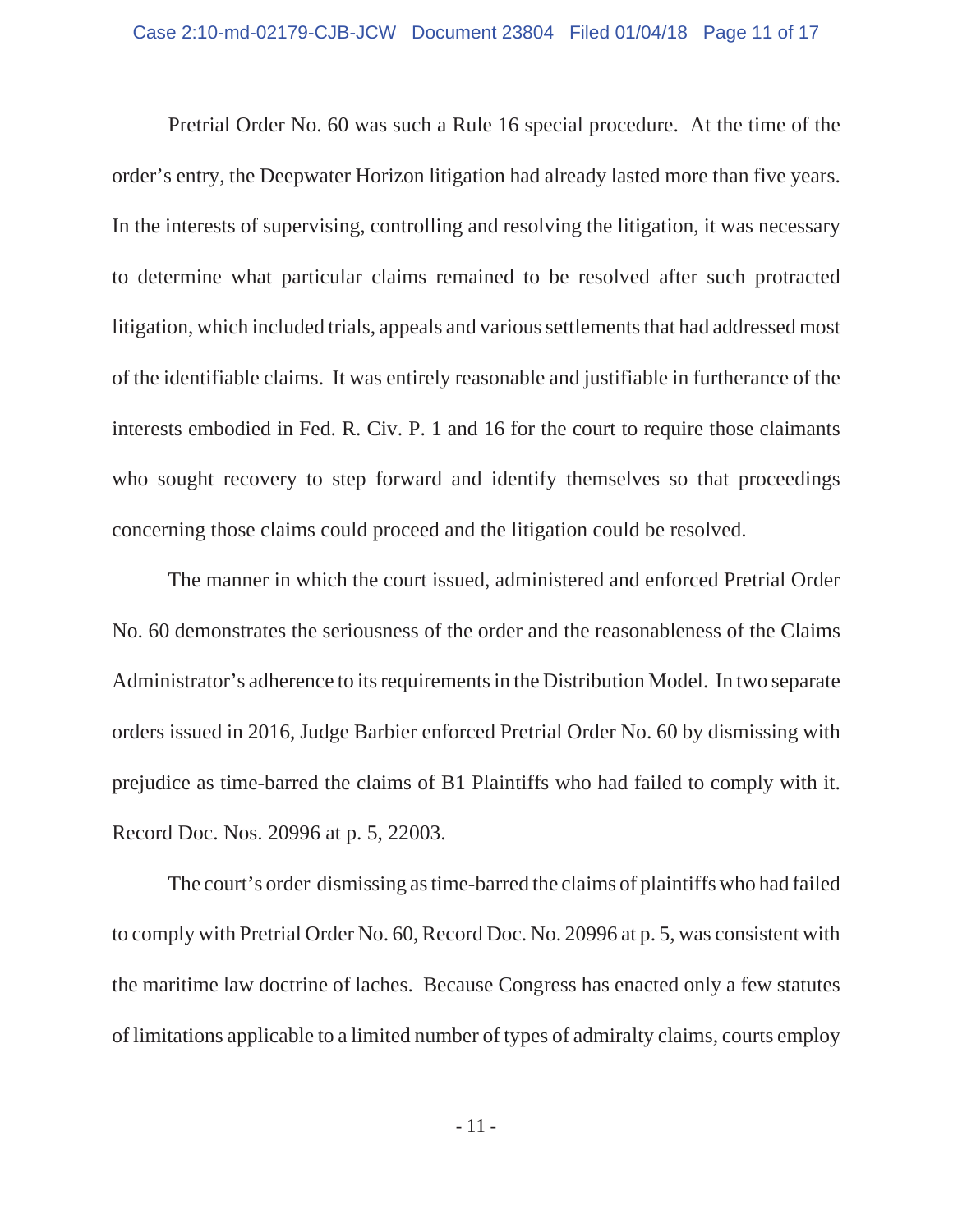Pretrial Order No. 60 was such a Rule 16 special procedure. At the time of the order's entry, the Deepwater Horizon litigation had already lasted more than five years. In the interests of supervising, controlling and resolving the litigation, it was necessary to determine what particular claims remained to be resolved after such protracted litigation, which included trials, appeals and various settlements that had addressed most of the identifiable claims. It was entirely reasonable and justifiable in furtherance of the interests embodied in Fed. R. Civ. P. 1 and 16 for the court to require those claimants who sought recovery to step forward and identify themselves so that proceedings concerning those claims could proceed and the litigation could be resolved.

The manner in which the court issued, administered and enforced Pretrial Order No. 60 demonstrates the seriousness of the order and the reasonableness of the Claims Administrator's adherence to its requirements in the Distribution Model. In two separate orders issued in 2016, Judge Barbier enforced Pretrial Order No. 60 by dismissing with prejudice as time-barred the claims of B1 Plaintiffs who had failed to comply with it. Record Doc. Nos. 20996 at p. 5, 22003.

The court's order dismissing as time-barred the claims of plaintiffs who had failed to comply with Pretrial Order No. 60, Record Doc. No. 20996 at p. 5, was consistent with the maritime law doctrine of laches. Because Congress has enacted only a few statutes of limitations applicable to a limited number of types of admiralty claims, courts employ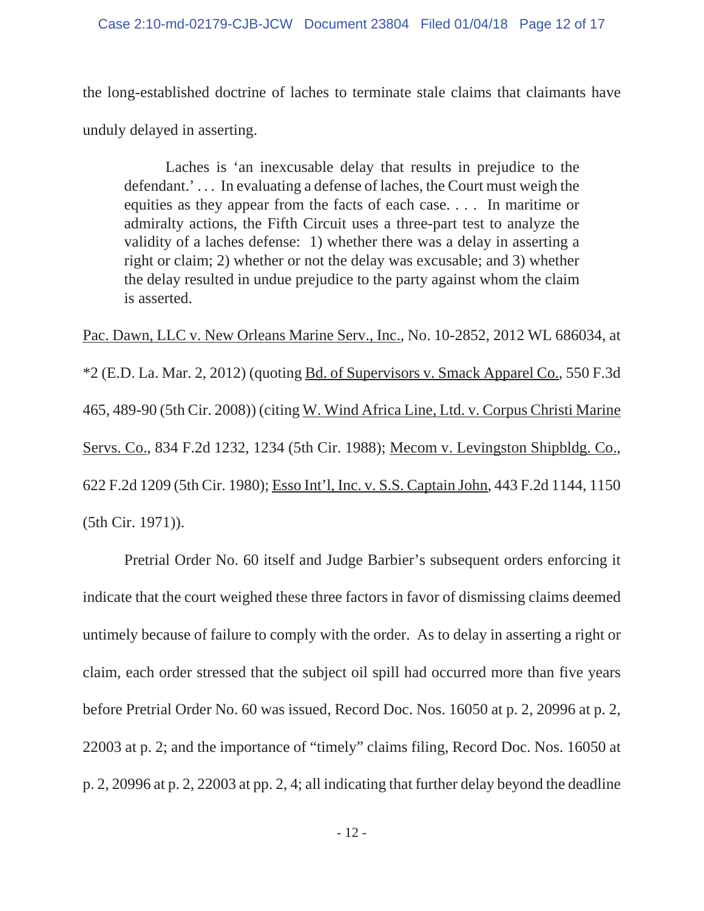the long-established doctrine of laches to terminate stale claims that claimants have unduly delayed in asserting.

> Laches is 'an inexcusable delay that results in prejudice to the defendant.' . . . In evaluating a defense of laches, the Court must weigh the equities as they appear from the facts of each case. . . . In maritime or admiralty actions, the Fifth Circuit uses a three-part test to analyze the validity of a laches defense: 1) whether there was a delay in asserting a right or claim; 2) whether or not the delay was excusable; and 3) whether the delay resulted in undue prejudice to the party against whom the claim is asserted.

Pac. Dawn, LLC v. New Orleans Marine Serv., Inc., No. 10-2852, 2012 WL 686034, at *2 (E.D. La. Mar. 2, 2012) (quoting Bd. of Supervisors v. Smack Apparel Co., 550 F.3d 465, 489-90 (5th Cir. 2008)) (citing W. Wind Africa Line, Ltd. v. Corpus Christi Marine Servs. Co., 834 F.2d 1232, 1234 (5th Cir. 1988); Mecom v. Levingston Shipbldg. Co., 622 F.2d 1209 (5th Cir. 1980); Esso Int'l, Inc. v. S.S. Captain John, 443 F.2d 1144, 1150 (5th Cir. 1971)).

Pretrial Order No. 60 itself and Judge Barbier's subsequent orders enforcing it indicate that the court weighed these three factors in favor of dismissing claims deemed untimely because of failure to comply with the order. As to delay in asserting a right or claim, each order stressed that the subject oil spill had occurred more than five years before Pretrial Order No. 60 was issued, Record Doc. Nos. 16050 at p. 2, 20996 at p. 2, 22003 at p. 2; and the importance of "timely" claims filing, Record Doc. Nos. 16050 at p. 2, 20996 at p. 2, 22003 at pp. 2, 4; all indicating that further delay beyond the deadline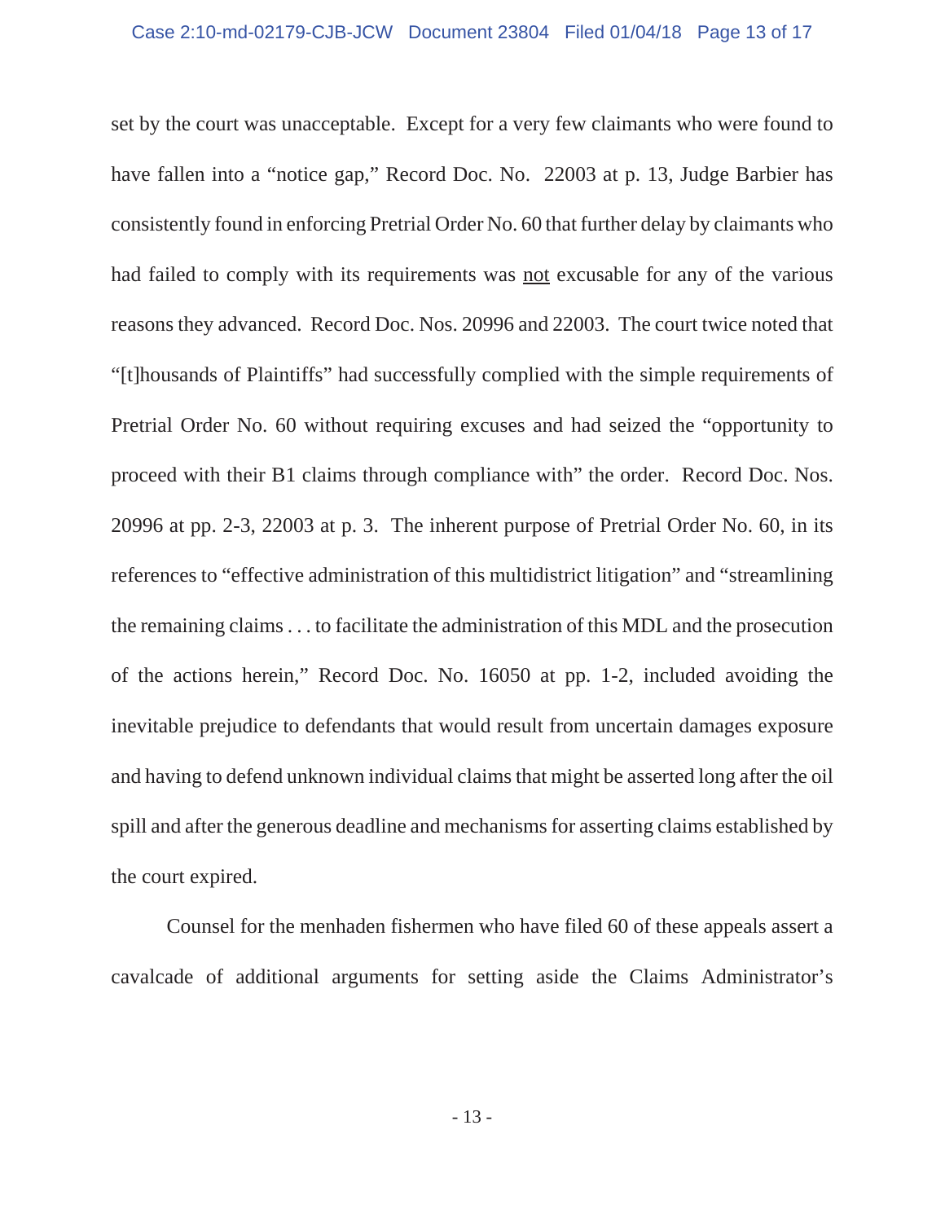set by the court was unacceptable. Except for a very few claimants who were found to have fallen into a "notice gap," Record Doc. No. 22003 at p. 13, Judge Barbier has consistently found in enforcing Pretrial Order No. 60 that further delay by claimants who had failed to comply with its requirements was <u>not</u> excusable for any of the various reasons they advanced. Record Doc. Nos. 20996 and 22003. The court twice noted that "[t]housands of Plaintiffs" had successfully complied with the simple requirements of Pretrial Order No. 60 without requiring excuses and had seized the "opportunity to proceed with their B1 claims through compliance with" the order. Record Doc. Nos. 20996 at pp. 2-3, 22003 at p. 3. The inherent purpose of Pretrial Order No. 60, in its references to "effective administration of this multidistrict litigation" and "streamlining the remaining claims . . . to facilitate the administration of this MDL and the prosecution of the actions herein," Record Doc. No. 16050 at pp. 1-2, included avoiding the inevitable prejudice to defendants that would result from uncertain damages exposure and having to defend unknown individual claims that might be asserted long after the oil spill and after the generous deadline and mechanisms for asserting claims established by the court expired.

Counsel for the menhaden fishermen who have filed 60 of these appeals assert a cavalcade of additional arguments for setting aside the Claims Administrator's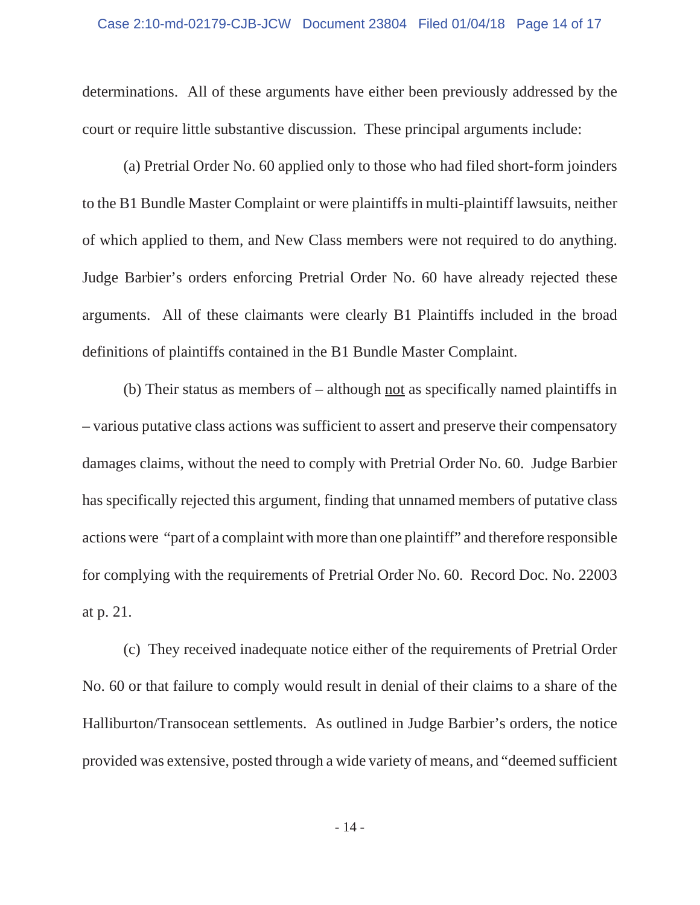determinations. All of these arguments have either been previously addressed by the court or require little substantive discussion. These principal arguments include:

(a) Pretrial Order No. 60 applied only to those who had filed short-form joinders to the B1 Bundle Master Complaint or were plaintiffs in multi-plaintiff lawsuits, neither of which applied to them, and New Class members were not required to do anything. Judge Barbier's orders enforcing Pretrial Order No. 60 have already rejected these arguments. All of these claimants were clearly B1 Plaintiffs included in the broad definitions of plaintiffs contained in the B1 Bundle Master Complaint.

(b) Their status as members of – although <u>not</u> as specifically named plaintiffs in – various putative class actions was sufficient to assert and preserve their compensatory damages claims, without the need to comply with Pretrial Order No. 60. Judge Barbier has specifically rejected this argument, finding that unnamed members of putative class actions were "part of a complaint with more than one plaintiff" and therefore responsible for complying with the requirements of Pretrial Order No. 60. Record Doc. No. 22003 at p. 21.

(c) They received inadequate notice either of the requirements of Pretrial Order No. 60 or that failure to comply would result in denial of their claims to a share of the Halliburton/Transocean settlements. As outlined in Judge Barbier's orders, the notice provided was extensive, posted through a wide variety of means, and "deemed sufficient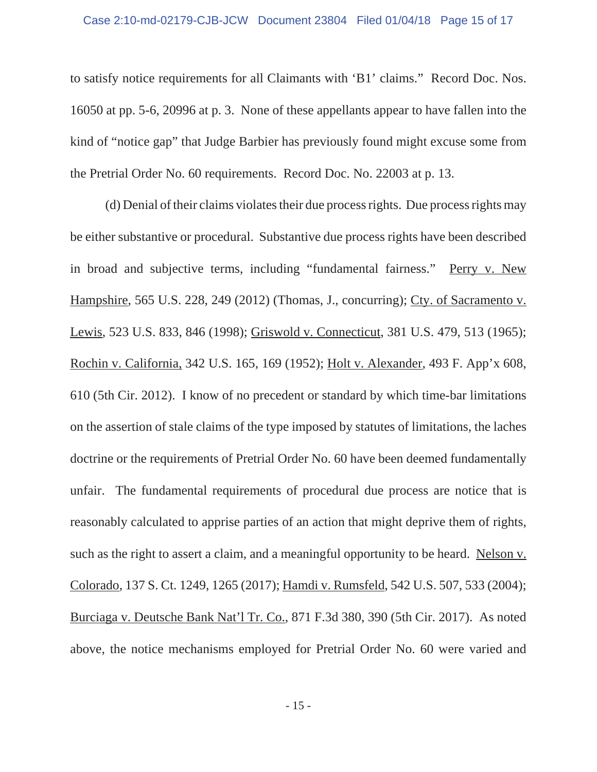to satisfy notice requirements for all Claimants with 'B1' claims." Record Doc. Nos. 16050 at pp. 5-6, 20996 at p. 3. None of these appellants appear to have fallen into the kind of "notice gap" that Judge Barbier has previously found might excuse some from the Pretrial Order No. 60 requirements. Record Doc. No. 22003 at p. 13.

(d) Denial of their claims violates their due process rights. Due process rights may be either substantive or procedural. Substantive due process rights have been described in broad and subjective terms, including "fundamental fairness." Perry v. New Hampshire, 565 U.S. 228, 249 (2012) (Thomas, J., concurring); Cty. of Sacramento v. Lewis, 523 U.S. 833, 846 (1998); Griswold v. Connecticut, 381 U.S. 479, 513 (1965); Rochin v. California, 342 U.S. 165, 169 (1952); Holt v. Alexander, 493 F. App'x 608, 610 (5th Cir. 2012). I know of no precedent or standard by which time-bar limitations on the assertion of stale claims of the type imposed by statutes of limitations, the laches doctrine or the requirements of Pretrial Order No. 60 have been deemed fundamentally unfair. The fundamental requirements of procedural due process are notice that is reasonably calculated to apprise parties of an action that might deprive them of rights, such as the right to assert a claim, and a meaningful opportunity to be heard. Nelson v. Colorado, 137 S. Ct. 1249, 1265 (2017); Hamdi v. Rumsfeld, 542 U.S. 507, 533 (2004); Burciaga v. Deutsche Bank Nat'l Tr. Co., 871 F.3d 380, 390 (5th Cir. 2017). As noted above, the notice mechanisms employed for Pretrial Order No. 60 were varied and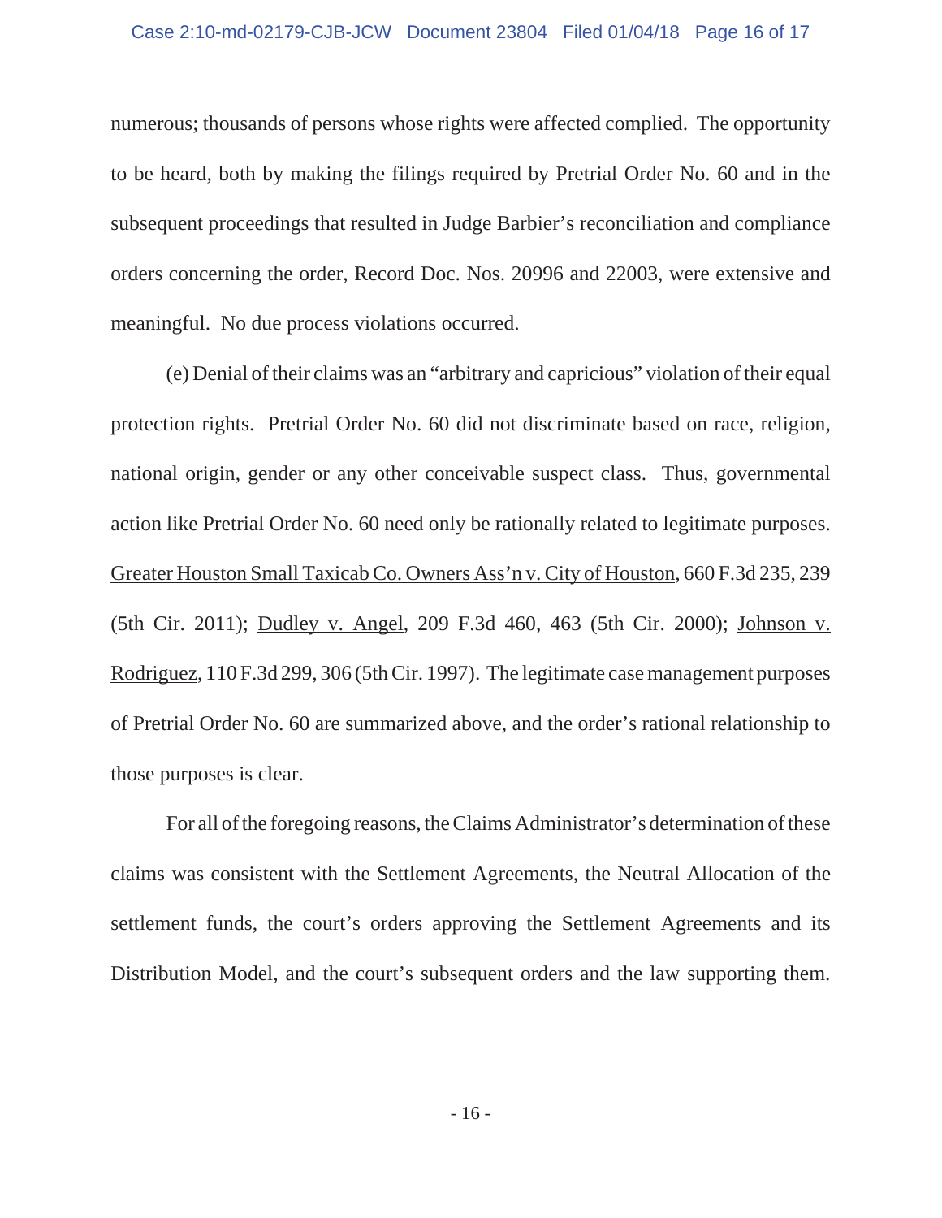numerous; thousands of persons whose rights were affected complied. The opportunity to be heard, both by making the filings required by Pretrial Order No. 60 and in the subsequent proceedings that resulted in Judge Barbier's reconciliation and compliance orders concerning the order, Record Doc. Nos. 20996 and 22003, were extensive and meaningful. No due process violations occurred.

(e) Denial of their claims was an "arbitrary and capricious" violation of their equal protection rights. Pretrial Order No. 60 did not discriminate based on race, religion, national origin, gender or any other conceivable suspect class. Thus, governmental action like Pretrial Order No. 60 need only be rationally related to legitimate purposes. Greater Houston Small Taxicab Co. Owners Ass'n v. City of Houston, 660 F.3d 235, 239 (5th Cir. 2011); Dudley v. Angel, 209 F.3d 460, 463 (5th Cir. 2000); Johnson v. Rodriguez, 110 F.3d 299, 306 (5th Cir. 1997). The legitimate case management purposes of Pretrial Order No. 60 are summarized above, and the order's rational relationship to those purposes is clear.

For all of the foregoing reasons, the Claims Administrator's determination of these claims was consistent with the Settlement Agreements, the Neutral Allocation of the settlement funds, the court's orders approving the Settlement Agreements and its Distribution Model, and the court's subsequent orders and the law supporting them.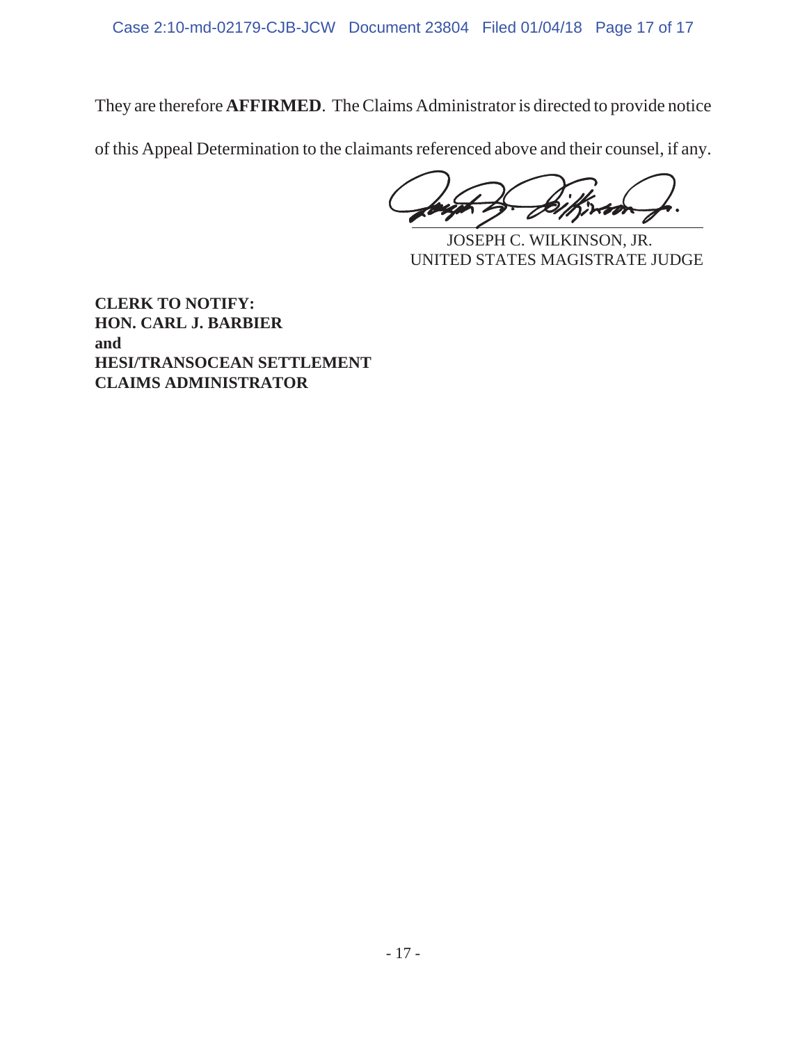They are therefore **AFFIRMED**. The Claims Administrator is directed to provide notice of this Appeal Determination to the claimants referenced above and their counsel, if any.

JOSEPH C. WILKINSON, JR.
UNITED STATES MAGISTRATE JUDGE

**CLERK TO NOTIFY:**
**HON. CARL J. BARBIER**
**and**
**HESI/TRANSOCEAN SETTLEMENT**
**CLAIMS ADMINISTRATOR**